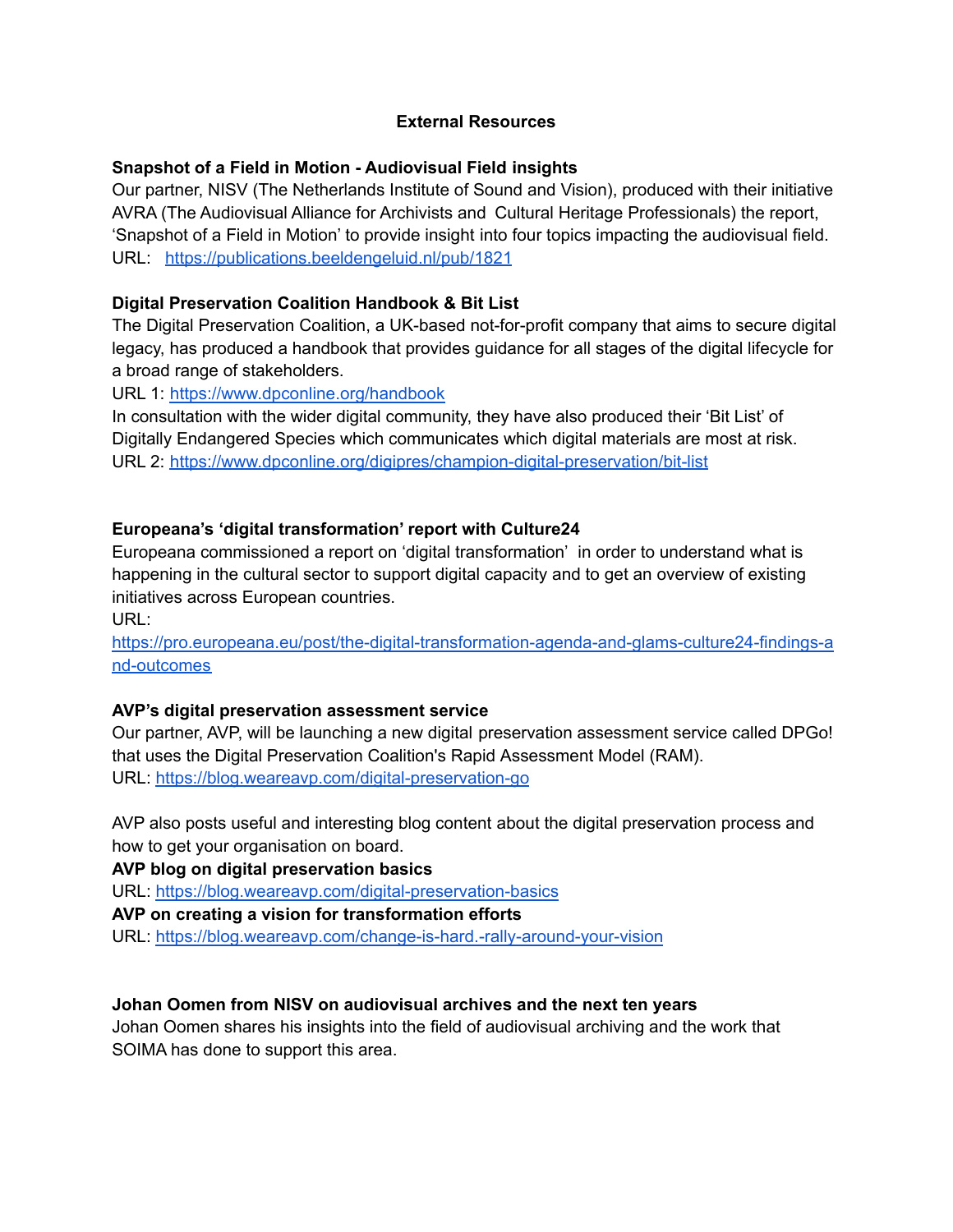## External Resources

### Snapshot of a Field in Motion - Audiovisual Field insights

Our partner, NISV (The Netherlands Institute of Sound and Vision), produced with their initiative AVRA (The Audiovisual Alliance for Archivists and Cultural Heritage Professionals) the report, 'Snapshot of a Field in Motion' to provide insight into four topics impacting the audiovisual field.
URL: https://publications.beeldengeluid.nl/pub/1821

### Digital Preservation Coalition Handbook & Bit List

The Digital Preservation Coalition, a UK-based not-for-profit company that aims to secure digital legacy, has produced a handbook that provides guidance for all stages of the digital lifecycle for a broad range of stakeholders.
URL 1: https://www.dpconline.org/handbook
In consultation with the wider digital community, they have also produced their 'Bit List' of Digitally Endangered Species which communicates which digital materials are most at risk.
URL 2: https://www.dpconline.org/digipres/champion-digital-preservation/bit-list

### Europeana's 'digital transformation' report with Culture24

Europeana commissioned a report on 'digital transformation' in order to understand what is happening in the cultural sector to support digital capacity and to get an overview of existing initiatives across European countries.
URL:
https://pro.europeana.eu/post/the-digital-transformation-agenda-and-glams-culture24-findings-and-outcomes

### AVP's digital preservation assessment service

Our partner, AVP, will be launching a new digital preservation assessment service called DPGo! that uses the Digital Preservation Coalition's Rapid Assessment Model (RAM).
URL: https://blog.weareavp.com/digital-preservation-go

AVP also posts useful and interesting blog content about the digital preservation process and how to get your organisation on board.

**AVP blog on digital preservation basics**
URL: https://blog.weareavp.com/digital-preservation-basics

**AVP on creating a vision for transformation efforts**
URL: https://blog.weareavp.com/change-is-hard.-rally-around-your-vision

### Johan Oomen from NISV on audiovisual archives and the next ten years

Johan Oomen shares his insights into the field of audiovisual archiving and the work that SOIMA has done to support this area.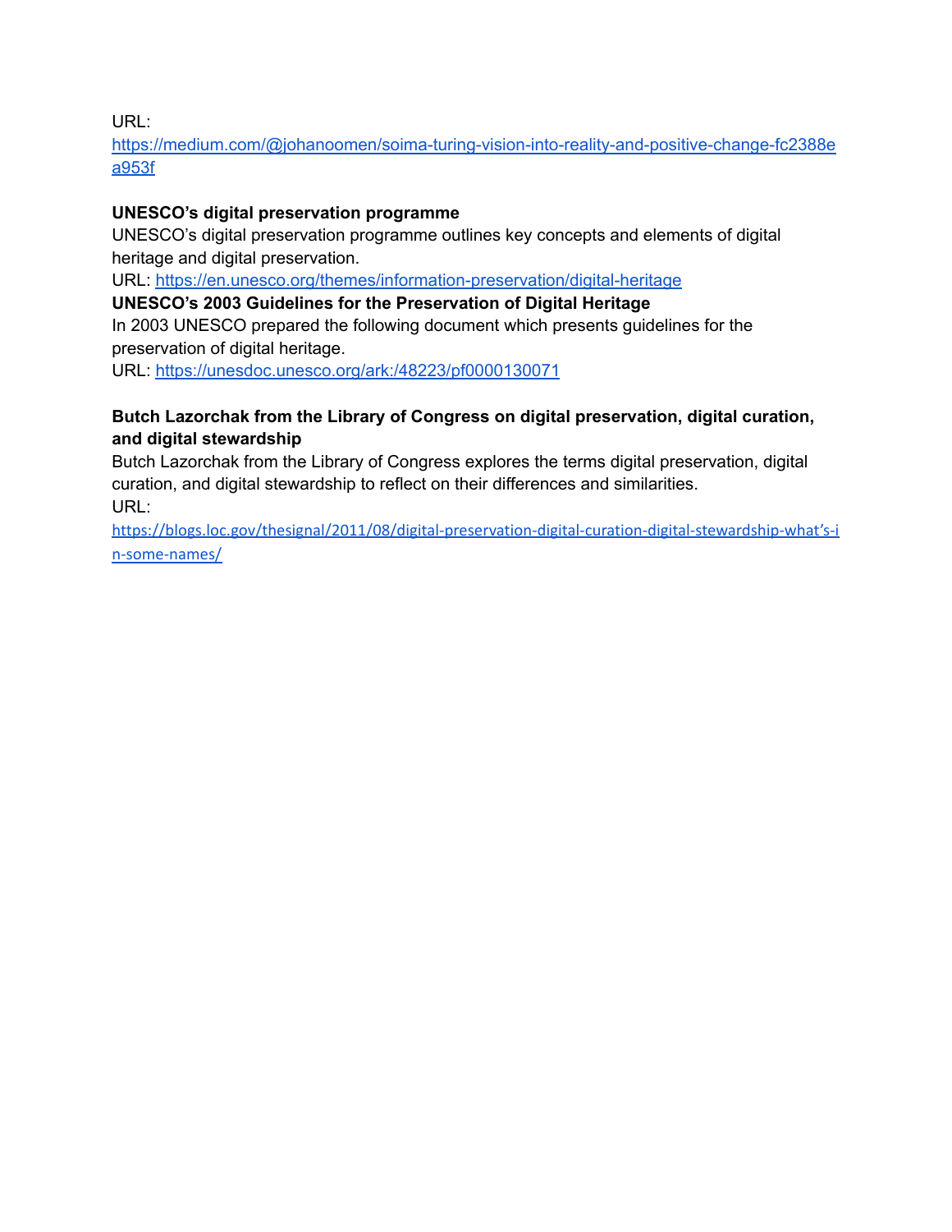URL: https://medium.com/@johanoomen/soima-turing-vision-into-reality-and-positive-change-fc2388ea953f

**UNESCO's digital preservation programme**
UNESCO's digital preservation programme outlines key concepts and elements of digital heritage and digital preservation.
URL: https://en.unesco.org/themes/information-preservation/digital-heritage

**UNESCO's 2003 Guidelines for the Preservation of Digital Heritage**
In 2003 UNESCO prepared the following document which presents guidelines for the preservation of digital heritage.
URL: https://unesdoc.unesco.org/ark:/48223/pf0000130071

**Butch Lazorchak from the Library of Congress on digital preservation, digital curation, and digital stewardship**
Butch Lazorchak from the Library of Congress explores the terms digital preservation, digital curation, and digital stewardship to reflect on their differences and similarities.
URL: https://blogs.loc.gov/thesignal/2011/08/digital-preservation-digital-curation-digital-stewardship-what's-in-some-names/